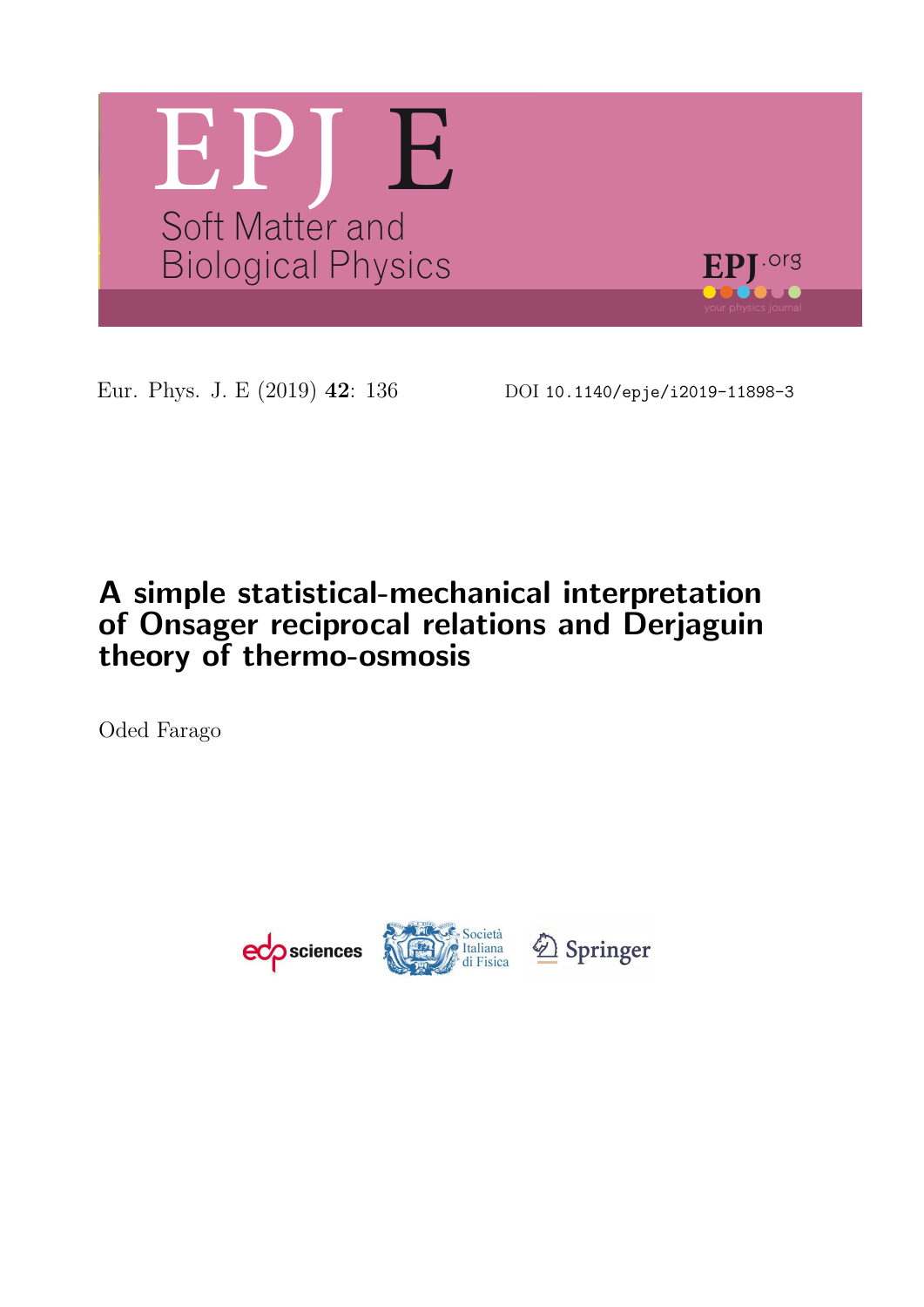EPJ E

Soft Matter and Biological Physics

Eur. Phys. J. E (2019) **42**: 136

DOI 10.1140/epje/i2019-11898-3

# A simple statistical-mechanical interpretation of Onsager reciprocal relations and Derjaguin theory of thermo-osmosis

Oded Farago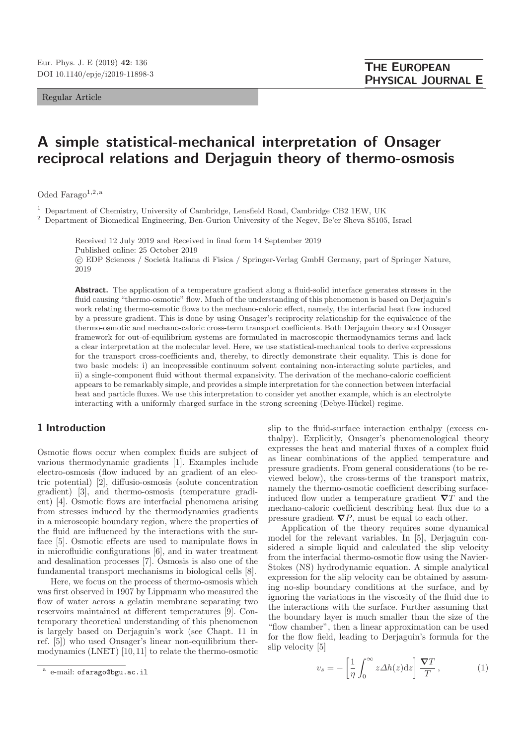# A simple statistical-mechanical interpretation of Onsager reciprocal relations and Derjaguin theory of thermo-osmosis

Oded Farago[1,2,a]

[1] Department of Chemistry, University of Cambridge, Lensfield Road, Cambridge CB2 1EW, UK

[2] Department of Biomedical Engineering, Ben-Gurion University of the Negev, Be'er Sheva 85105, Israel

Received 12 July 2019 and Received in final form 14 September 2019
Published online: 25 October 2019
© EDP Sciences / Società Italiana di Fisica / Springer-Verlag GmbH Germany, part of Springer Nature, 2019

**Abstract.** The application of a temperature gradient along a fluid-solid interface generates stresses in the fluid causing "thermo-osmotic" flow. Much of the understanding of this phenomenon is based on Derjaguin's work relating thermo-osmotic flows to the mechano-caloric effect, namely, the interfacial heat flow induced by a pressure gradient. This is done by using Onsager's reciprocity relationship for the equivalence of the thermo-osmotic and mechano-caloric cross-term transport coefficients. Both Derjaguin theory and Onsager framework for out-of-equilibrium systems are formulated in macroscopic thermodynamics terms and lack a clear interpretation at the molecular level. Here, we use statistical-mechanical tools to derive expressions for the transport cross-coefficients and, thereby, to directly demonstrate their equality. This is done for two basic models: i) an incompressible continuum solvent containing non-interacting solute particles, and ii) a single-component fluid without thermal expansivity. The derivation of the mechano-caloric coefficient appears to be remarkably simple, and provides a simple interpretation for the connection between interfacial heat and particle fluxes. We use this interpretation to consider yet another example, which is an electrolyte interacting with a uniformly charged surface in the strong screening (Debye-Hückel) regime.

## 1 Introduction

Osmotic flows occur when complex fluids are subject of various thermodynamic gradients [1]. Examples include electro-osmosis (flow induced by an gradient of an electric potential) [2], diffusio-osmosis (solute concentration gradient) [3], and thermo-osmosis (temperature gradient) [4]. Osmotic flows are interfacial phenomena arising from stresses induced by the thermodynamics gradients in a microscopic boundary region, where the properties of the fluid are influenced by the interactions with the surface [5]. Osmotic effects are used to manipulate flows in in microfluidic configurations [6], and in water treatment and desalination processes [7]. Osmosis is also one of the fundamental transport mechanisms in biological cells [8].

Here, we focus on the process of thermo-osmosis which was first observed in 1907 by Lippmann who measured the flow of water across a gelatin membrane separating two reservoirs maintained at different temperatures [9]. Contemporary theoretical understanding of this phenomenon is largely based on Derjaguin's work (see Chapt. 11 in ref. [5]) who used Onsager's linear non-equilibrium thermodynamics (LNET) [10,11] to relate the thermo-osmotic slip to the fluid-surface interaction enthalpy (excess enthalpy). Explicitly, Onsager's phenomenological theory expresses the heat and material fluxes of a complex fluid as linear combinations of the applied temperature and pressure gradients. From general considerations (to be reviewed below), the cross-terms of the transport matrix, namely the thermo-osmotic coefficient describing surface-induced flow under a temperature gradient $\boldsymbol{\nabla} T$ and the mechano-caloric coefficient describing heat flux due to a pressure gradient $\boldsymbol{\nabla} P$, must be equal to each other.

Application of the theory requires some dynamical model for the relevant variables. In [5], Derjaguin considered a simple liquid and calculated the slip velocity from the interfacial thermo-osmotic flow using the Navier-Stokes (NS) hydrodynamic equation. A simple analytical expression for the slip velocity can be obtained by assuming no-slip boundary conditions at the surface, and by ignoring the variations in the viscosity of the fluid due to the interactions with the surface. Further assuming that the boundary layer is much smaller than the size of the "flow chamber", then a linear approximation can be used for the flow field, leading to Derjaguin's formula for the slip velocity [5]

$$v_s = -\left[\frac{1}{\eta}\int_0^\infty z\Delta h(z)\mathrm{d}z\right]\frac{\boldsymbol{\nabla} T}{T}\,, \tag{1}$$

[a] e-mail: ofarago@bgu.ac.il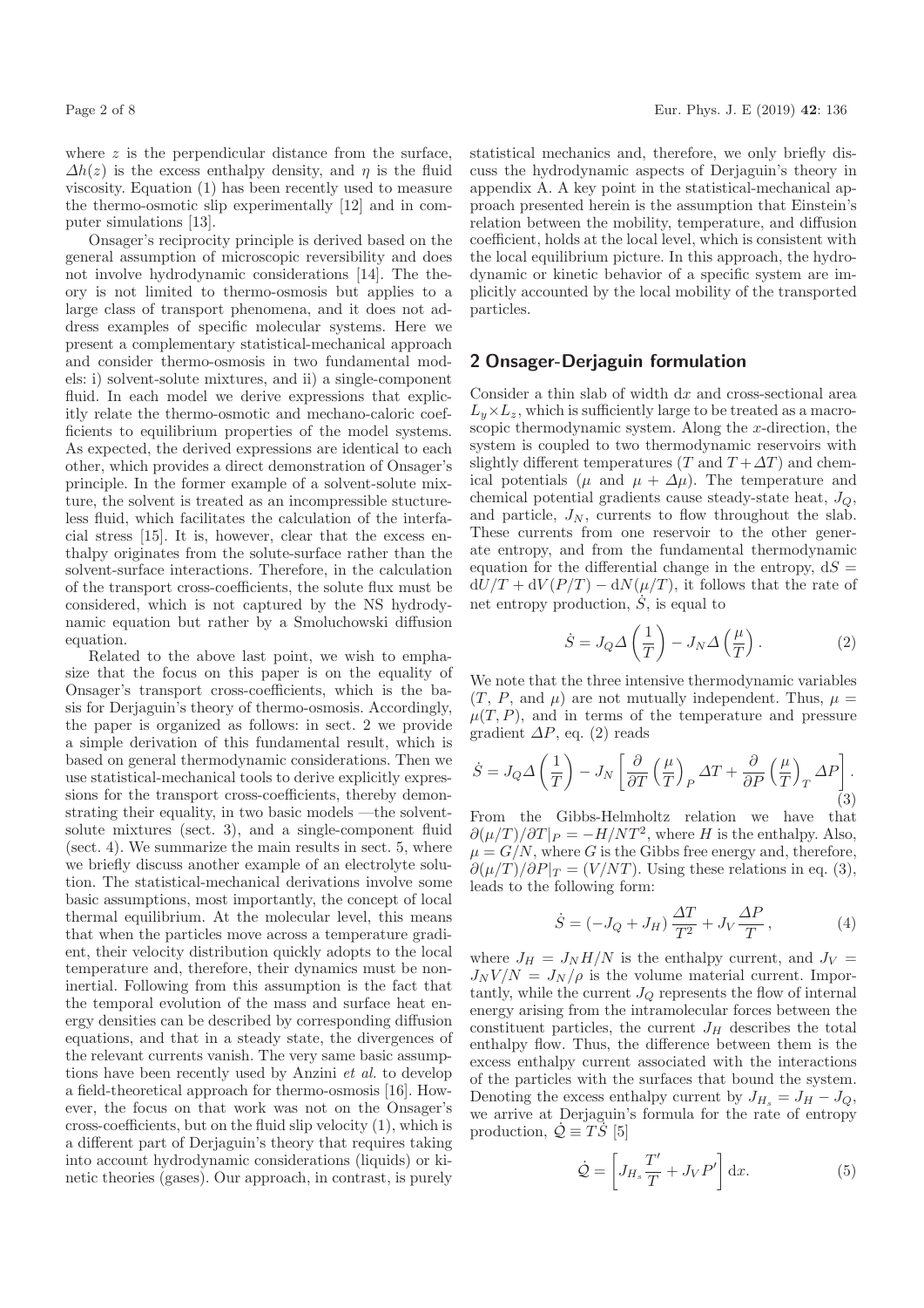where $z$ is the perpendicular distance from the surface, $\Delta h(z)$ is the excess enthalpy density, and $\eta$ is the fluid viscosity. Equation (1) has been recently used to measure the thermo-osmotic slip experimentally [12] and in computer simulations [13].

Onsager's reciprocity principle is derived based on the general assumption of microscopic reversibility and does not involve hydrodynamic considerations [14]. The theory is not limited to thermo-osmosis but applies to a large class of transport phenomena, and it does not address examples of specific molecular systems. Here we present a complementary statistical-mechanical approach and consider thermo-osmosis in two fundamental models: i) solvent-solute mixtures, and ii) a single-component fluid. In each model we derive expressions that explicitly relate the thermo-osmotic and mechano-caloric coefficients to equilibrium properties of the model systems. As expected, the derived expressions are identical to each other, which provides a direct demonstration of Onsager's principle. In the former example of a solvent-solute mixture, the solvent is treated as an incompressible stuctureless fluid, which facilitates the calculation of the interfacial stress [15]. It is, however, clear that the excess enthalpy originates from the solute-surface rather than the solvent-surface interactions. Therefore, in the calculation of the transport cross-coefficients, the solute flux must be considered, which is not captured by the NS hydrodynamic equation but rather by a Smoluchowski diffusion equation.

Related to the above last point, we wish to emphasize that the focus on this paper is on the equality of Onsager's transport cross-coefficients, which is the basis for Derjaguin's theory of thermo-osmosis. Accordingly, the paper is organized as follows: in sect. 2 we provide a simple derivation of this fundamental result, which is based on general thermodynamic considerations. Then we use statistical-mechanical tools to derive explicitly expressions for the transport cross-coefficients, thereby demonstrating their equality, in two basic models —the solvent-solute mixtures (sect. 3), and a single-component fluid (sect. 4). We summarize the main results in sect. 5, where we briefly discuss another example of an electrolyte solution. The statistical-mechanical derivations involve some basic assumptions, most importantly, the concept of local thermal equilibrium. At the molecular level, this means that when the particles move across a temperature gradient, their velocity distribution quickly adopts to the local temperature and, therefore, their dynamics must be noninertial. Following from this assumption is the fact that the temporal evolution of the mass and surface heat energy densities can be described by corresponding diffusion equations, and that in a steady state, the divergences of the relevant currents vanish. The very same basic assumptions have been recently used by Anzini *et al.* to develop a field-theoretical approach for thermo-osmosis [16]. However, the focus on that work was not on the Onsager's cross-coefficients, but on the fluid slip velocity (1), which is a different part of Derjaguin's theory that requires taking into account hydrodynamic considerations (liquids) or kinetic theories (gases). Our approach, in contrast, is purely statistical mechanics and, therefore, we only briefly discuss the hydrodynamic aspects of Derjaguin's theory in appendix A. A key point in the statistical-mechanical approach presented herein is the assumption that Einstein's relation between the mobility, temperature, and diffusion coefficient, holds at the local level, which is consistent with the local equilibrium picture. In this approach, the hydrodynamic or kinetic behavior of a specific system are implicitly accounted by the local mobility of the transported particles.

## 2 Onsager-Derjaguin formulation

Consider a thin slab of width $\mathrm{d}x$ and cross-sectional area $L_y \times L_z$, which is sufficiently large to be treated as a macroscopic thermodynamic system. Along the $x$-direction, the system is coupled to two thermodynamic reservoirs with slightly different temperatures ($T$ and $T + \Delta T$) and chemical potentials ($\mu$ and $\mu + \Delta\mu$). The temperature and chemical potential gradients cause steady-state heat, $J_Q$, and particle, $J_N$, currents to flow throughout the slab. These currents from one reservoir to the other generate entropy, and from the fundamental thermodynamic equation for the differential change in the entropy, $\mathrm{d}S = \mathrm{d}U/T + \mathrm{d}V(P/T) - \mathrm{d}N(\mu/T)$, it follows that the rate of net entropy production, $\dot{S}$, is equal to

$$\dot{S} = J_Q \Delta\left(\frac{1}{T}\right) - J_N \Delta\left(\frac{\mu}{T}\right). \tag{2}$$

We note that the three intensive thermodynamic variables ($T$, $P$, and $\mu$) are not mutually independent. Thus, $\mu = \mu(T, P)$, and in terms of the temperature and pressure gradient $\Delta P$, eq. (2) reads

$$\dot{S} = J_Q \Delta\left(\frac{1}{T}\right) - J_N \left[\frac{\partial}{\partial T}\left(\frac{\mu}{T}\right)_P \Delta T + \frac{\partial}{\partial P}\left(\frac{\mu}{T}\right)_T \Delta P\right]. \tag{3}$$

From the Gibbs-Helmholtz relation we have that $\partial(\mu/T)/\partial T|_P = -H/NT^2$, where $H$ is the enthalpy. Also, $\mu = G/N$, where $G$ is the Gibbs free energy and, therefore, $\partial(\mu/T)/\partial P|_T = (V/NT)$. Using these relations in eq. (3), leads to the following form:

$$\dot{S} = (-J_Q + J_H)\frac{\Delta T}{T^2} + J_V \frac{\Delta P}{T}, \tag{4}$$

where $J_H = J_N H/N$ is the enthalpy current, and $J_V = J_N V/N = J_N/\rho$ is the volume material current. Importantly, while the current $J_Q$ represents the flow of internal energy arising from the intramolecular forces between the constituent particles, the current $J_H$ describes the total enthalpy flow. Thus, the difference between them is the excess enthalpy current associated with the interactions of the particles with the surfaces that bound the system. Denoting the excess enthalpy current by $J_{H_s} = J_H - J_Q$, we arrive at Derjaguin's formula for the rate of entropy production, $\dot{\mathcal{Q}} \equiv T\dot{S}$ [5]

$$\dot{\mathcal{Q}} = \left[J_{H_s}\frac{T'}{T} + J_V P'\right]\mathrm{d}x. \tag{5}$$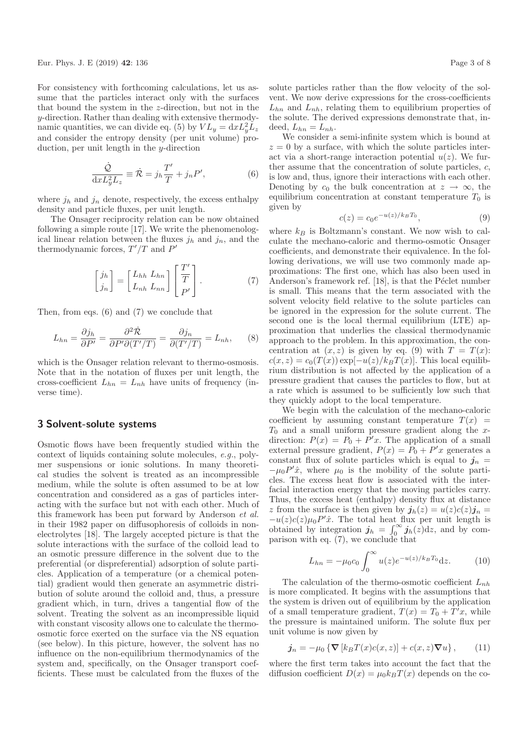For consistency with forthcoming calculations, let us assume that the particles interact only with the surfaces that bound the system in the $z$-direction, but not in the $y$-direction. Rather than dealing with extensive thermodynamic quantities, we can divide eq. (5) by $VL_y = \mathrm{d}xL_y^2L_z$ and consider the entropy density (per unit volume) production, per unit length in the $y$-direction

$$\frac{\dot{\mathcal{Q}}}{\mathrm{d}xL_y^2L_z} \equiv \dot{\mathcal{R}} = j_h\frac{T'}{T} + j_nP', \tag{6}$$

where $j_h$ and $j_n$ denote, respectively, the excess enthalpy density and particle fluxes, per unit length.

The Onsager reciprocity relation can be now obtained following a simple route [17]. We write the phenomenological linear relation between the fluxes $j_h$ and $j_n$, and the thermodynamic forces, $T'/T$ and $P'$

$$\begin{bmatrix} j_h \\ j_n \end{bmatrix} = \begin{bmatrix} L_{hh} & L_{hn} \\ L_{nh} & L_{nn} \end{bmatrix} \begin{bmatrix} \dfrac{T'}{T} \\ P' \end{bmatrix}. \tag{7}$$

Then, from eqs. (6) and (7) we conclude that

$$L_{hn} = \frac{\partial j_h}{\partial P'} = \frac{\partial^2 \dot{\mathcal{R}}}{\partial P' \partial (T'/T)} = \frac{\partial j_n}{\partial (T'/T)} = L_{nh}, \tag{8}$$

which is the Onsager relation relevant to thermo-osmosis. Note that in the notation of fluxes per unit length, the cross-coefficient $L_{hn} = L_{nh}$ have units of frequency (inverse time).

## 3 Solvent-solute systems

Osmotic flows have been frequently studied within the context of liquids containing solute molecules, *e.g.*, polymer suspensions or ionic solutions. In many theoretical studies the solvent is treated as an incompressible medium, while the solute is often assumed to be at low concentration and considered as a gas of particles interacting with the surface but not with each other. Much of this framework has been put forward by Anderson *et al.* in their 1982 paper on diffusophoresis of colloids in nonelectrolytes [18]. The largely accepted picture is that the solute interactions with the surface of the colloid lead to an osmotic pressure difference in the solvent due to the preferential (or dispreferential) adsorption of solute particles. Application of a temperature (or a chemical potential) gradient would then generate an asymmetric distribution of solute around the colloid and, thus, a pressure gradient which, in turn, drives a tangential flow of the solvent. Treating the solvent as an incompressible liquid with constant viscosity allows one to calculate the thermo-osmotic force exerted on the surface via the NS equation (see below). In this picture, however, the solvent has no influence on the non-equilibrium thermodynamics of the system and, specifically, on the Onsager transport coefficients. These must be calculated from the fluxes of the solute particles rather than the flow velocity of the solvent. We now derive expressions for the cross-coefficients $L_{hn}$ and $L_{nh}$, relating them to equilibrium properties of the solute. The derived expressions demonstrate that, indeed, $L_{hn} = L_{nh}$.

We consider a semi-infinite system which is bound at $z = 0$ by a surface, with which the solute particles interact via a short-range interaction potential $u(z)$. We further assume that the concentration of solute particles, $c$, is low and, thus, ignore their interactions with each other. Denoting by $c_0$ the bulk concentration at $z \to \infty$, the equilibrium concentration at constant temperature $T_0$ is given by

$$c(z) = c_0 e^{-u(z)/k_BT_0}, \tag{9}$$

where $k_B$ is Boltzmann's constant. We now wish to calculate the mechano-caloric and thermo-osmotic Onsager coefficients, and demonstrate their equivalence. In the following derivations, we will use two commonly made approximations: The first one, which has also been used in Anderson's framework ref. [18], is that the Péclet number is small. This means that the term associated with the solvent velocity field relative to the solute particles can be ignored in the expression for the solute current. The second one is the local thermal equilibrium (LTE) approximation that underlies the classical thermodynamic approach to the problem. In this approximation, the concentration at $(x, z)$ is given by eq. (9) with $T = T(x)$: $c(x,z) = c_0(T(x)) \exp[-u(z)/k_BT(x)]$. This local equilibrium distribution is not affected by the application of a pressure gradient that causes the particles to flow, but at a rate which is assumed to be sufficiently low such that they quickly adopt to the local temperature.

We begin with the calculation of the mechano-caloric coefficient by assuming constant temperature $T(x) = T_0$ and a small uniform pressure gradient along the $x$-direction: $P(x) = P_0 + P'x$. The application of a small external pressure gradient, $P(x) = P_0 + P'x$ generates a constant flux of solute particles which is equal to $\boldsymbol{j}_n = -\mu_0 P'\hat{x}$, where $\mu_0$ is the mobility of the solute particles. The excess heat flow is associated with the interfacial interaction energy that the moving particles carry. Thus, the excess heat (enthalpy) density flux at distance $z$ from the surface is then given by $\boldsymbol{j}_h(z) = u(z)c(z)\boldsymbol{j}_n = -u(z)c(z)\mu_0 P'\hat{x}$. The total heat flux per unit length is obtained by integration $\boldsymbol{j}_h = \int_0^\infty \boldsymbol{j}_h(z)\mathrm{d}z$, and by comparison with eq. (7), we conclude that

$$L_{hn} = -\mu_0 c_0 \int_0^\infty u(z) e^{-u(z)/k_BT_0} \mathrm{d}z. \tag{10}$$

The calculation of the thermo-osmotic coefficient $L_{nh}$ is more complicated. It begins with the assumptions that the system is driven out of equilibrium by the application of a small temperature gradient, $T(x) = T_0 + T'x$, while the pressure is maintained uniform. The solute flux per unit volume is now given by

$$\boldsymbol{j}_n = -\mu_0 \left\{ \boldsymbol{\nabla}\left[k_BT(x)c(x,z)\right] + c(x,z)\boldsymbol{\nabla}u \right\}, \tag{11}$$

where the first term takes into account the fact that the diffusion coefficient $D(x) = \mu_0 k_BT(x)$ depends on the co-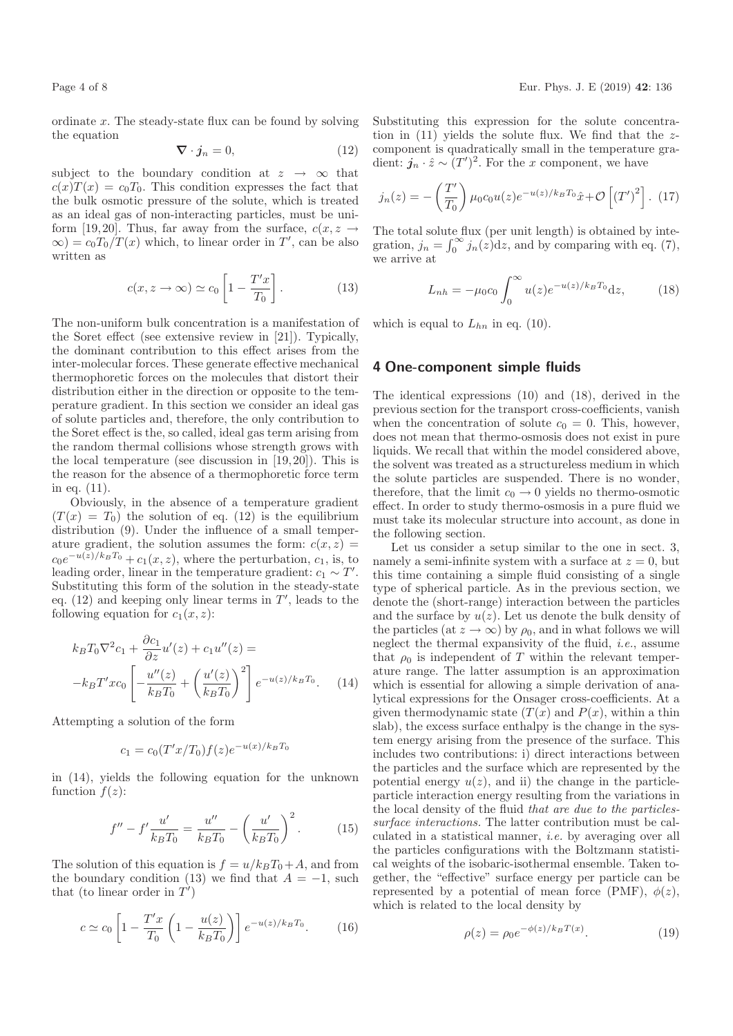ordinate $x$. The steady-state flux can be found by solving the equation

$$\nabla \cdot \boldsymbol{j}_n = 0, \tag{12}$$

subject to the boundary condition at $z \to \infty$ that $c(x)T(x) = c_0T_0$. This condition expresses the fact that the bulk osmotic pressure of the solute, which is treated as an ideal gas of non-interacting particles, must be uniform [19,20]. Thus, far away from the surface, $c(x, z \to \infty) = c_0T_0/T(x)$ which, to linear order in $T'$, can be also written as

$$c(x, z \to \infty) \simeq c_0 \left[1 - \frac{T'x}{T_0}\right]. \tag{13}$$

The non-uniform bulk concentration is a manifestation of the Soret effect (see extensive review in [21]). Typically, the dominant contribution to this effect arises from the inter-molecular forces. These generate effective mechanical thermophoretic forces on the molecules that distort their distribution either in the direction or opposite to the temperature gradient. In this section we consider an ideal gas of solute particles and, therefore, the only contribution to the Soret effect is the, so called, ideal gas term arising from the random thermal collisions whose strength grows with the local temperature (see discussion in [19,20]). This is the reason for the absence of a thermophoretic force term in eq. (11).

Obviously, in the absence of a temperature gradient ($T(x) = T_0$) the solution of eq. (12) is the equilibrium distribution (9). Under the influence of a small temperature gradient, the solution assumes the form: $c(x,z) = c_0e^{-u(z)/k_BT_0} + c_1(x,z)$, where the perturbation, $c_1$, is, to leading order, linear in the temperature gradient: $c_1 \sim T'$. Substituting this form of the solution in the steady-state eq. (12) and keeping only linear terms in $T'$, leads to the following equation for $c_1(x,z)$:

$$k_BT_0\nabla^2 c_1 + \frac{\partial c_1}{\partial z}u'(z) + c_1u''(z) = -k_BT'xc_0\left[-\frac{u''(z)}{k_BT_0} + \left(\frac{u'(z)}{k_BT_0}\right)^2\right]e^{-u(z)/k_BT_0}. \tag{14}$$

Attempting a solution of the form

$$c_1 = c_0(T'x/T_0)f(z)e^{-u(x)/k_BT_0}$$

in (14), yields the following equation for the unknown function $f(z)$:

$$f'' - f'\frac{u'}{k_BT_0} = \frac{u''}{k_BT_0} - \left(\frac{u'}{k_BT_0}\right)^2. \tag{15}$$

The solution of this equation is $f = u/k_BT_0 + A$, and from the boundary condition (13) we find that $A = -1$, such that (to linear order in $T'$)

$$c \simeq c_0\left[1 - \frac{T'x}{T_0}\left(1 - \frac{u(z)}{k_BT_0}\right)\right]e^{-u(z)/k_BT_0}. \tag{16}$$

Substituting this expression for the solute concentration in (11) yields the solute flux. We find that the $z$-component is quadratically small in the temperature gradient: $\boldsymbol{j}_n \cdot \hat{z} \sim (T')^2$. For the $x$ component, we have

$$j_n(z) = -\left(\frac{T'}{T_0}\right)\mu_0c_0u(z)e^{-u(z)/k_BT_0}\hat{x} + \mathcal{O}\left[(T')^2\right]. \tag{17}$$

The total solute flux (per unit length) is obtained by integration, $j_n = \int_0^\infty j_n(z)\mathrm{d}z$, and by comparing with eq. (7), we arrive at

$$L_{nh} = -\mu_0c_0\int_0^\infty u(z)e^{-u(z)/k_BT_0}\mathrm{d}z, \tag{18}$$

which is equal to $L_{hn}$ in eq. (10).

## 4 One-component simple fluids

The identical expressions (10) and (18), derived in the previous section for the transport cross-coefficients, vanish when the concentration of solute $c_0 = 0$. This, however, does not mean that thermo-osmosis does not exist in pure liquids. We recall that within the model considered above, the solvent was treated as a structureless medium in which the solute particles are suspended. There is no wonder, therefore, that the limit $c_0 \to 0$ yields no thermo-osmotic effect. In order to study thermo-osmosis in a pure fluid we must take its molecular structure into account, as done in the following section.

Let us consider a setup similar to the one in sect. 3, namely a semi-infinite system with a surface at $z = 0$, but this time containing a simple fluid consisting of a single type of spherical particle. As in the previous section, we denote the (short-range) interaction between the particles and the surface by $u(z)$. Let us denote the bulk density of the particles (at $z \to \infty$) by $\rho_0$, and in what follows we will neglect the thermal expansivity of the fluid, *i.e.*, assume that $\rho_0$ is independent of $T$ within the relevant temperature range. The latter assumption is an approximation which is essential for allowing a simple derivation of analytical expressions for the Onsager cross-coefficients. At a given thermodynamic state ($T(x)$ and $P(x)$, within a thin slab), the excess surface enthalpy is the change in the system energy arising from the presence of the surface. This includes two contributions: i) direct interactions between the particles and the surface which are represented by the potential energy $u(z)$, and ii) the change in the particle-particle interaction energy resulting from the variations in the local density of the fluid *that are due to the particles-surface interactions.* The latter contribution must be calculated in a statistical manner, *i.e.* by averaging over all the particles configurations with the Boltzmann statistical weights of the isobaric-isothermal ensemble. Taken together, the "effective" surface energy per particle can be represented by a potential of mean force (PMF), $\phi(z)$, which is related to the local density by

$$\rho(z) = \rho_0e^{-\phi(z)/k_BT(x)}. \tag{19}$$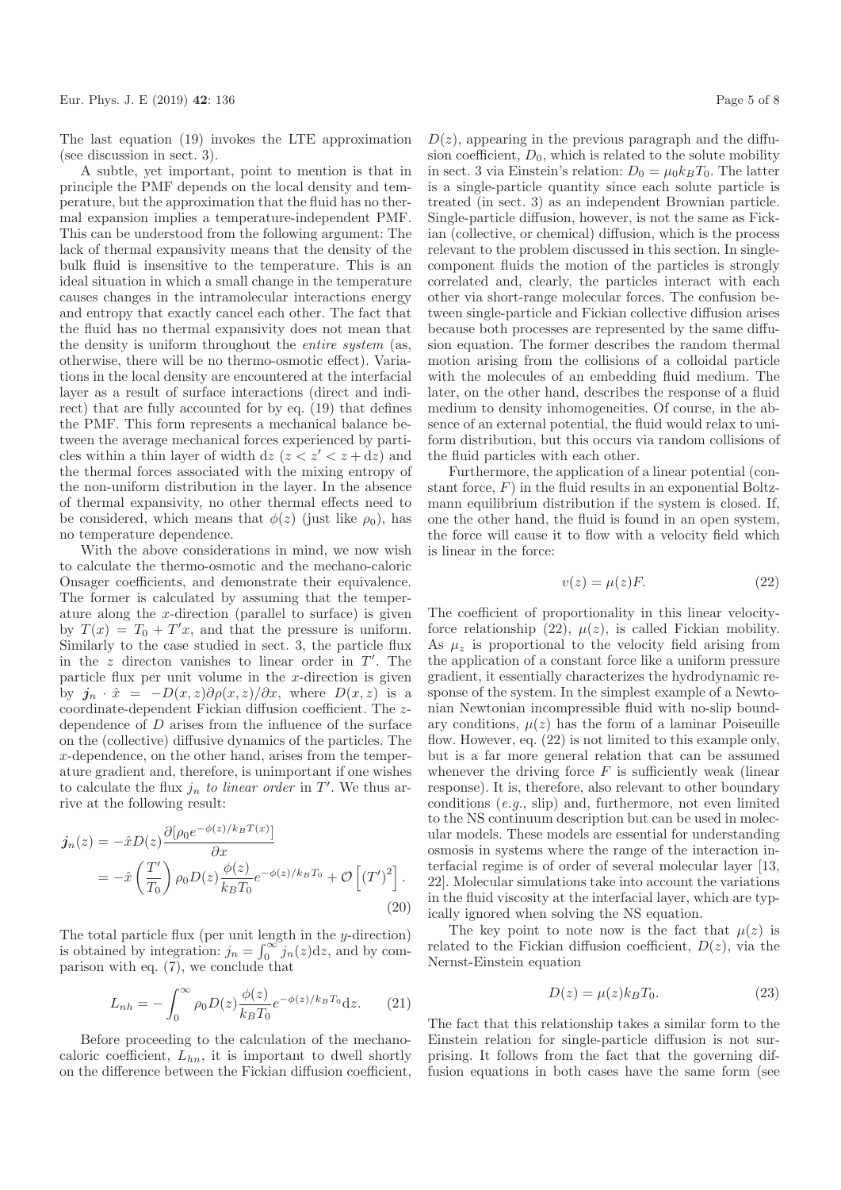The last equation (19) invokes the LTE approximation (see discussion in sect. 3).

A subtle, yet important, point to mention is that in principle the PMF depends on the local density and temperature, but the approximation that the fluid has no thermal expansion implies a temperature-independent PMF. This can be understood from the following argument: The lack of thermal expansivity means that the density of the bulk fluid is insensitive to the temperature. This is an ideal situation in which a small change in the temperature causes changes in the intramolecular interactions energy and entropy that exactly cancel each other. The fact that the fluid has no thermal expansivity does not mean that the density is uniform throughout the *entire system* (as, otherwise, there will be no thermo-osmotic effect). Variations in the local density are encountered at the interfacial layer as a result of surface interactions (direct and indirect) that are fully accounted for by eq. (19) that defines the PMF. This form represents a mechanical balance between the average mechanical forces experienced by particles within a thin layer of width $\mathrm{d}z$ ($z < z' < z + \mathrm{d}z$) and the thermal forces associated with the mixing entropy of the non-uniform distribution in the layer. In the absence of thermal expansivity, no other thermal effects need to be considered, which means that $\phi(z)$ (just like $\rho_0$), has no temperature dependence.

With the above considerations in mind, we now wish to calculate the thermo-osmotic and the mechano-caloric Onsager coefficients, and demonstrate their equivalence. The former is calculated by assuming that the temperature along the $x$-direction (parallel to surface) is given by $T(x) = T_0 + T'x$, and that the pressure is uniform. Similarly to the case studied in sect. 3, the particle flux in the $z$ directon vanishes to linear order in $T'$. The particle flux per unit volume in the $x$-direction is given by $\boldsymbol{j}_n \cdot \hat{x} = -D(x,z)\partial\rho(x,z)/\partial x$, where $D(x,z)$ is a coordinate-dependent Fickian diffusion coefficient. The $z$-dependence of $D$ arises from the influence of the surface on the (collective) diffusive dynamics of the particles. The $x$-dependence, on the other hand, arises from the temperature gradient and, therefore, is unimportant if one wishes to calculate the flux $j_n$ *to linear order* in $T'$. We thus arrive at the following result:

$$
\begin{aligned}
\boldsymbol{j}_n(z) &= -\hat{x}D(z)\frac{\partial[\rho_0 e^{-\phi(z)/k_B T(x)}]}{\partial x} \\
&= -\hat{x}\left(\frac{T'}{T_0}\right)\rho_0 D(z)\frac{\phi(z)}{k_B T_0}e^{-\phi(z)/k_B T_0} + \mathcal{O}\left[(T')^2\right].
\end{aligned}
\tag{20}
$$

The total particle flux (per unit length in the $y$-direction) is obtained by integration: $j_n = \int_0^\infty j_n(z)\mathrm{d}z$, and by comparison with eq. (7), we conclude that

$$
L_{nh} = -\int_0^\infty \rho_0 D(z)\frac{\phi(z)}{k_B T_0}e^{-\phi(z)/k_B T_0}\mathrm{d}z. \tag{21}
$$

Before proceeding to the calculation of the mechano-caloric coefficient, $L_{hn}$, it is important to dwell shortly on the difference between the Fickian diffusion coefficient, $D(z)$, appearing in the previous paragraph and the diffusion coefficient, $D_0$, which is related to the solute mobility in sect. 3 via Einstein's relation: $D_0 = \mu_0 k_B T_0$. The latter is a single-particle quantity since each solute particle is treated (in sect. 3) as an independent Brownian particle. Single-particle diffusion, however, is not the same as Fickian (collective, or chemical) diffusion, which is the process relevant to the problem discussed in this section. In single-component fluids the motion of the particles is strongly correlated and, clearly, the particles interact with each other via short-range molecular forces. The confusion between single-particle and Fickian collective diffusion arises because both processes are represented by the same diffusion equation. The former describes the random thermal motion arising from the collisions of a colloidal particle with the molecules of an embedding fluid medium. The later, on the other hand, describes the response of a fluid medium to density inhomogeneities. Of course, in the absence of an external potential, the fluid would relax to uniform distribution, but this occurs via random collisions of the fluid particles with each other.

Furthermore, the application of a linear potential (constant force, $F$) in the fluid results in an exponential Boltzmann equilibrium distribution if the system is closed. If, one the other hand, the fluid is found in an open system, the force will cause it to flow with a velocity field which is linear in the force:

$$
v(z) = \mu(z)F. \tag{22}
$$

The coefficient of proportionality in this linear velocity-force relationship (22), $\mu(z)$, is called Fickian mobility. As $\mu_z$ is proportional to the velocity field arising from the application of a constant force like a uniform pressure gradient, it essentially characterizes the hydrodynamic response of the system. In the simplest example of a Newtonian Newtonian incompressible fluid with no-slip boundary conditions, $\mu(z)$ has the form of a laminar Poiseuille flow. However, eq. (22) is not limited to this example only, but is a far more general relation that can be assumed whenever the driving force $F$ is sufficiently weak (linear response). It is, therefore, also relevant to other boundary conditions (*e.g.*, slip) and, furthermore, not even limited to the NS continuum description but can be used in molecular models. These models are essential for understanding osmosis in systems where the range of the interaction interfacial regime is of order of several molecular layer [13, 22]. Molecular simulations take into account the variations in the fluid viscosity at the interfacial layer, which are typically ignored when solving the NS equation.

The key point to note now is the fact that $\mu(z)$ is related to the Fickian diffusion coefficient, $D(z)$, via the Nernst-Einstein equation

$$
D(z) = \mu(z)k_B T_0. \tag{23}
$$

The fact that this relationship takes a similar form to the Einstein relation for single-particle diffusion is not surprising. It follows from the fact that the governing diffusion equations in both cases have the same form (see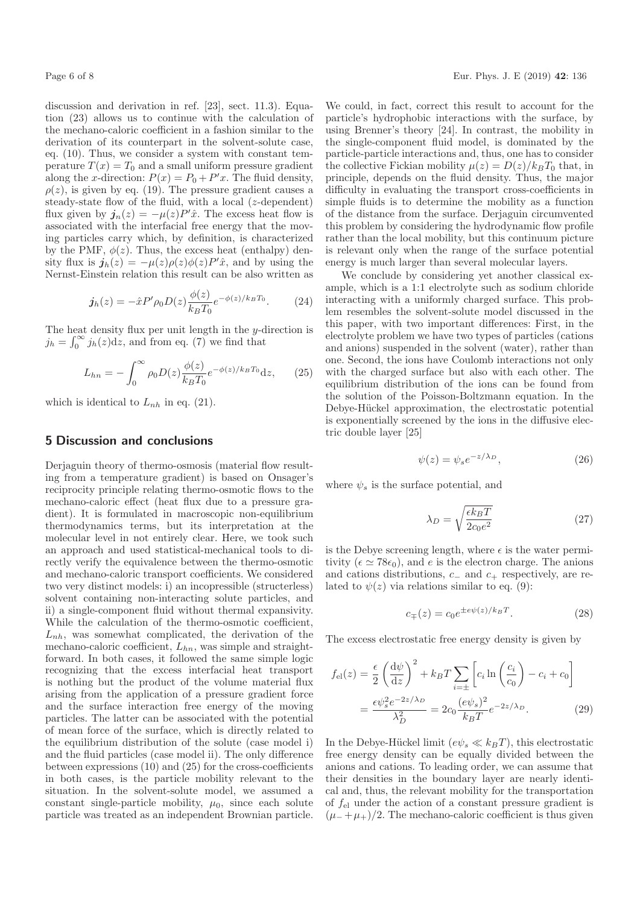discussion and derivation in ref. [23], sect. 11.3). Equation (23) allows us to continue with the calculation of the mechano-caloric coefficient in a fashion similar to the derivation of its counterpart in the solvent-solute case, eq. (10). Thus, we consider a system with constant temperature $T(x) = T_0$ and a small uniform pressure gradient along the $x$-direction: $P(x) = P_0 + P'x$. The fluid density, $\rho(z)$, is given by eq. (19). The pressure gradient causes a steady-state flow of the fluid, with a local ($z$-dependent) flux given by $\boldsymbol{j}_n(z) = -\mu(z)P'\hat{x}$. The excess heat flow is associated with the interfacial free energy that the moving particles carry which, by definition, is characterized by the PMF, $\phi(z)$. Thus, the excess heat (enthalpy) density flux is $\boldsymbol{j}_h(z) = -\mu(z)\rho(z)\phi(z)P'\hat{x}$, and by using the Nernst-Einstein relation this result can be also written as

$$\boldsymbol{j}_h(z) = -\hat{x}P'\rho_0 D(z)\frac{\phi(z)}{k_B T_0}e^{-\phi(z)/k_B T_0}. \tag{24}$$

The heat density flux per unit length in the $y$-direction is $j_h = \int_0^\infty j_h(z)\mathrm{d}z$, and from eq. (7) we find that

$$L_{hn} = -\int_0^\infty \rho_0 D(z)\frac{\phi(z)}{k_B T_0}e^{-\phi(z)/k_B T_0}\mathrm{d}z, \tag{25}$$

which is identical to $L_{nh}$ in eq. (21).

## 5 Discussion and conclusions

Derjaguin theory of thermo-osmosis (material flow resulting from a temperature gradient) is based on Onsager's reciprocity principle relating thermo-osmotic flows to the mechano-caloric effect (heat flux due to a pressure gradient). It is formulated in macroscopic non-equilibrium thermodynamics terms, but its interpretation at the molecular level in not entirely clear. Here, we took such an approach and used statistical-mechanical tools to directly verify the equivalence between the thermo-osmotic and mechano-caloric transport coefficients. We considered two very distinct models: i) an incompressible (structerless) solvent containing non-interacting solute particles, and ii) a single-component fluid without thermal expansivity. While the calculation of the thermo-osmotic coefficient, $L_{nh}$, was somewhat complicated, the derivation of the mechano-caloric coefficient, $L_{hn}$, was simple and straightforward. In both cases, it followed the same simple logic recognizing that the excess interfacial heat transport is nothing but the product of the volume material flux arising from the application of a pressure gradient force and the surface interaction free energy of the moving particles. The latter can be associated with the potential of mean force of the surface, which is directly related to the equilibrium distribution of the solute (case model i) and the fluid particles (case model ii). The only difference between expressions (10) and (25) for the cross-coefficients in both cases, is the particle mobility relevant to the situation. In the solvent-solute model, we assumed a constant single-particle mobility, $\mu_0$, since each solute particle was treated as an independent Brownian particle. We could, in fact, correct this result to account for the particle's hydrophobic interactions with the surface, by using Brenner's theory [24]. In contrast, the mobility in the single-component fluid model, is dominated by the particle-particle interactions and, thus, one has to consider the collective Fickian mobility $\mu(z) = D(z)/k_B T_0$ that, in principle, depends on the fluid density. Thus, the major difficulty in evaluating the transport cross-coefficients in simple fluids is to determine the mobility as a function of the distance from the surface. Derjaguin circumvented this problem by considering the hydrodynamic flow profile rather than the local mobility, but this continuum picture is relevant only when the range of the surface potential energy is much larger than several molecular layers.

We conclude by considering yet another classical example, which is a 1:1 electrolyte such as sodium chloride interacting with a uniformly charged surface. This problem resembles the solvent-solute model discussed in the this paper, with two important differences: First, in the electrolyte problem we have two types of particles (cations and anions) suspended in the solvent (water), rather than one. Second, the ions have Coulomb interactions not only with the charged surface but also with each other. The equilibrium distribution of the ions can be found from the solution of the Poisson-Boltzmann equation. In the Debye-Hückel approximation, the electrostatic potential is exponentially screened by the ions in the diffusive electric double layer [25]

$$\psi(z) = \psi_s e^{-z/\lambda_D}, \tag{26}$$

where $\psi_s$ is the surface potential, and

$$\lambda_D = \sqrt{\frac{\epsilon k_B T}{2c_0 e^2}} \tag{27}$$

is the Debye screening length, where $\epsilon$ is the water permitivity ($\epsilon \simeq 78\epsilon_0$), and $e$ is the electron charge. The anions and cations distributions, $c_-$ and $c_+$ respectively, are related to $\psi(z)$ via relations similar to eq. (9):

$$c_\mp(z) = c_0 e^{\pm e\psi(z)/k_B T}. \tag{28}$$

The excess electrostatic free energy density is given by

$$\begin{aligned} f_{\mathrm{el}}(z) &= \frac{\epsilon}{2}\left(\frac{\mathrm{d}\psi}{\mathrm{d}z}\right)^2 + k_B T\sum_{i=\pm}\left[c_i \ln\left(\frac{c_i}{c_0}\right) - c_i + c_0\right] \\ &= \frac{\epsilon\psi_s^2 e^{-2z/\lambda_D}}{\lambda_D^2} = 2c_0\frac{(e\psi_s)^2}{k_B T}e^{-2z/\lambda_D}. \end{aligned} \tag{29}$$

In the Debye-Hückel limit ($e\psi_s \ll k_B T$), this electrostatic free energy density can be equally divided between the anions and cations. To leading order, we can assume that their densities in the boundary layer are nearly identical and, thus, the relevant mobility for the transportation of $f_{\mathrm{el}}$ under the action of a constant pressure gradient is $(\mu_- + \mu_+)/2$. The mechano-caloric coefficient is thus given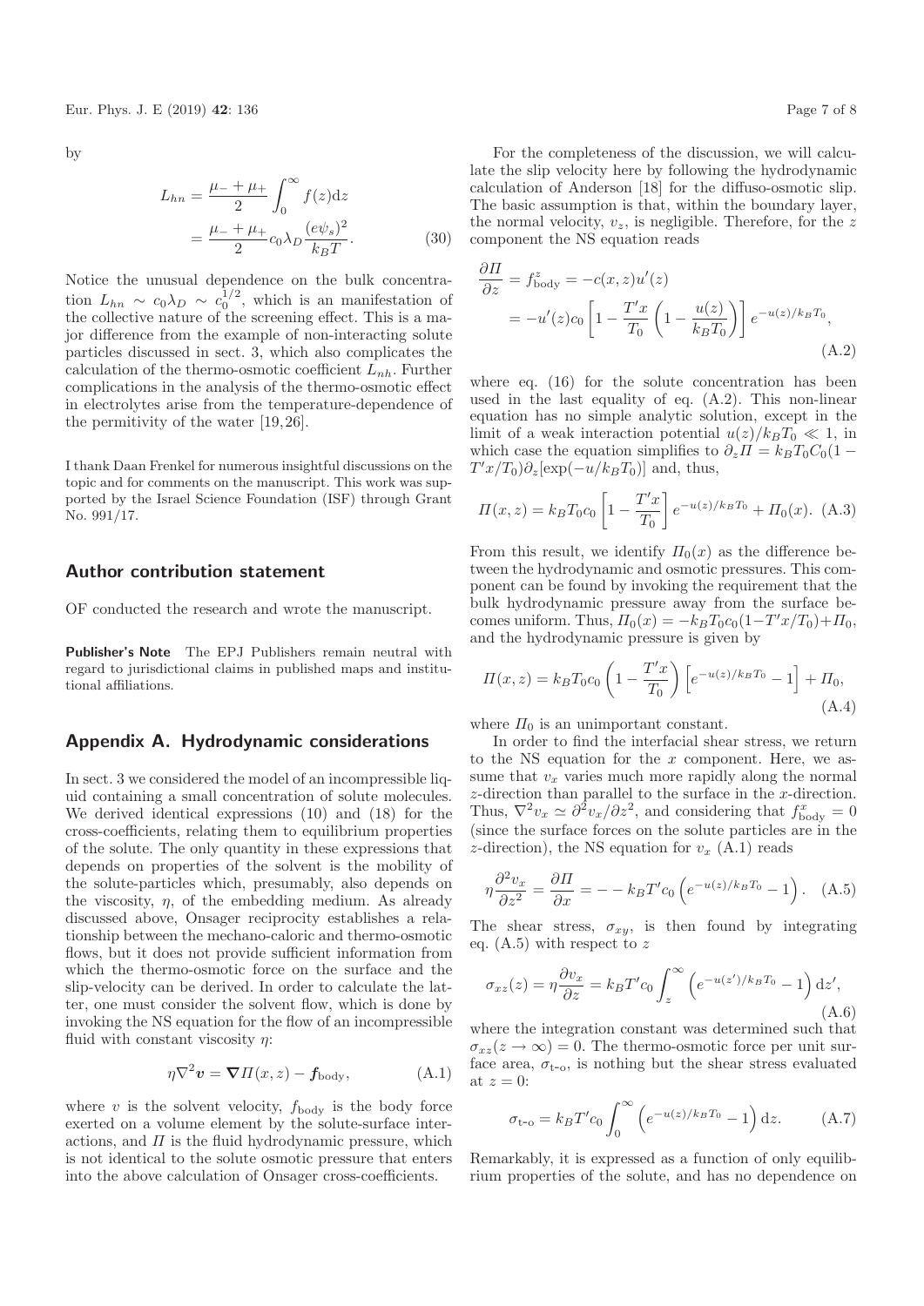by

$$
\begin{aligned}
L_{hn} &= \frac{\mu_- + \mu_+}{2} \int_0^\infty f(z)\mathrm{d}z \\
&= \frac{\mu_- + \mu_+}{2} c_0 \lambda_D \frac{(e\psi_s)^2}{k_B T}.
\end{aligned} \tag{30}
$$

Notice the unusual dependence on the bulk concentration $L_{hn} \sim c_0 \lambda_D \sim c_0^{1/2}$, which is an manifestation of the collective nature of the screening effect. This is a major difference from the example of non-interacting solute particles discussed in sect. 3, which also complicates the calculation of the thermo-osmotic coefficient $L_{nh}$. Further complications in the analysis of the thermo-osmotic effect in electrolytes arise from the temperature-dependence of the permitivity of the water [19,26].

I thank Daan Frenkel for numerous insightful discussions on the topic and for comments on the manuscript. This work was supported by the Israel Science Foundation (ISF) through Grant No. 991/17.

## Author contribution statement

OF conducted the research and wrote the manuscript.

**Publisher's Note** The EPJ Publishers remain neutral with regard to jurisdictional claims in published maps and institutional affiliations.

## Appendix A. Hydrodynamic considerations

In sect. 3 we considered the model of an incompressible liquid containing a small concentration of solute molecules. We derived identical expressions (10) and (18) for the cross-coefficients, relating them to equilibrium properties of the solute. The only quantity in these expressions that depends on properties of the solvent is the mobility of the solute-particles which, presumably, also depends on the viscosity, $\eta$, of the embedding medium. As already discussed above, Onsager reciprocity establishes a relationship between the mechano-caloric and thermo-osmotic flows, but it does not provide sufficient information from which the thermo-osmotic force on the surface and the slip-velocity can be derived. In order to calculate the latter, one must consider the solvent flow, which is done by invoking the NS equation for the flow of an incompressible fluid with constant viscosity $\eta$:

$$
\eta \nabla^2 \boldsymbol{v} = \boldsymbol{\nabla} \mathit{\Pi}(x,z) - \boldsymbol{f}_{\text{body}}, \tag{A.1}
$$

where $v$ is the solvent velocity, $f_{\text{body}}$ is the body force exerted on a volume element by the solute-surface interactions, and $\mathit{\Pi}$ is the fluid hydrodynamic pressure, which is not identical to the solute osmotic pressure that enters into the above calculation of Onsager cross-coefficients.

For the completeness of the discussion, we will calculate the slip velocity here by following the hydrodynamic calculation of Anderson [18] for the diffuso-osmotic slip. The basic assumption is that, within the boundary layer, the normal velocity, $v_z$, is negligible. Therefore, for the $z$ component the NS equation reads

$$
\begin{aligned}
\frac{\partial \mathit{\Pi}}{\partial z} &= f_{\text{body}}^z = -c(x,z)u'(z) \\
&= -u'(z)c_0 \left[1 - \frac{T'x}{T_0}\left(1 - \frac{u(z)}{k_B T_0}\right)\right] e^{-u(z)/k_B T_0},
\end{aligned} \tag{A.2}
$$

where eq. (16) for the solute concentration has been used in the last equality of eq. (A.2). This non-linear equation has no simple analytic solution, except in the limit of a weak interaction potential $u(z)/k_B T_0 \ll 1$, in which case the equation simplifies to $\partial_z \mathit{\Pi} = k_B T_0 C_0 (1 - T'x/T_0)\partial_z[\exp(-u/k_B T_0)]$ and, thus,

$$
\mathit{\Pi}(x,z) = k_B T_0 c_0 \left[1 - \frac{T'x}{T_0}\right] e^{-u(z)/k_B T_0} + \mathit{\Pi}_0(x). \tag{A.3}
$$

From this result, we identify $\mathit{\Pi}_0(x)$ as the difference between the hydrodynamic and osmotic pressures. This component can be found by invoking the requirement that the bulk hydrodynamic pressure away from the surface becomes uniform. Thus, $\mathit{\Pi}_0(x) = -k_B T_0 c_0 (1 - T'x/T_0) + \mathit{\Pi}_0$, and the hydrodynamic pressure is given by

$$
\mathit{\Pi}(x,z) = k_B T_0 c_0 \left(1 - \frac{T'x}{T_0}\right)\left[e^{-u(z)/k_B T_0} - 1\right] + \mathit{\Pi}_0, \tag{A.4}
$$

where $\mathit{\Pi}_0$ is an unimportant constant.

In order to find the interfacial shear stress, we return to the NS equation for the $x$ component. Here, we assume that $v_x$ varies much more rapidly along the normal $z$-direction than parallel to the surface in the $x$-direction. Thus, $\nabla^2 v_x \simeq \partial^2 v_x/\partial z^2$, and considering that $f_{\text{body}}^x = 0$ (since the surface forces on the solute particles are in the $z$-direction), the NS equation for $v_x$ (A.1) reads

$$
\eta \frac{\partial^2 v_x}{\partial z^2} = \frac{\partial \mathit{\Pi}}{\partial x} = - - k_B T' c_0 \left(e^{-u(z)/k_B T_0} - 1\right). \tag{A.5}
$$

The shear stress, $\sigma_{xy}$, is then found by integrating eq. (A.5) with respect to $z$

$$
\sigma_{xz}(z) = \eta \frac{\partial v_x}{\partial z} = k_B T' c_0 \int_z^\infty \left(e^{-u(z')/k_B T_0} - 1\right)\mathrm{d}z', \tag{A.6}
$$

where the integration constant was determined such that $\sigma_{xz}(z \to \infty) = 0$. The thermo-osmotic force per unit surface area, $\sigma_{\text{t-o}}$, is nothing but the shear stress evaluated at $z = 0$:

$$
\sigma_{\text{t-o}} = k_B T' c_0 \int_0^\infty \left(e^{-u(z)/k_B T_0} - 1\right)\mathrm{d}z. \tag{A.7}
$$

Remarkably, it is expressed as a function of only equilibrium properties of the solute, and has no dependence on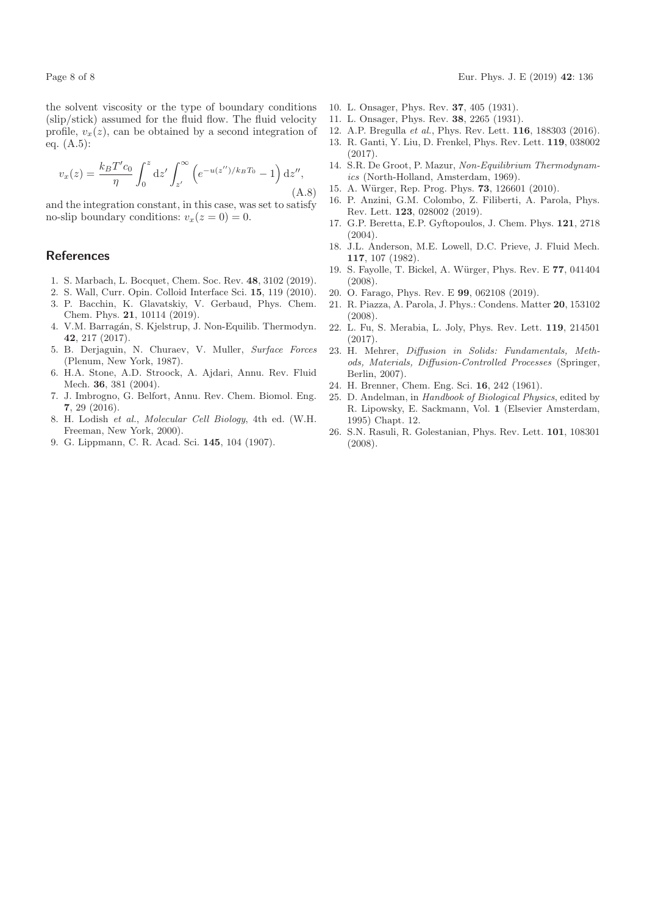the solvent viscosity or the type of boundary conditions (slip/stick) assumed for the fluid flow. The fluid velocity profile, $v_x(z)$, can be obtained by a second integration of eq. (A.5):

$$v_x(z) = \frac{k_B T' c_0}{\eta} \int_0^z \mathrm{d}z' \int_{z'}^{\infty} \left( e^{-u(z'')/k_B T_0} - 1 \right) \mathrm{d}z'', \tag{A.8}$$

and the integration constant, in this case, was set to satisfy no-slip boundary conditions: $v_x(z=0) = 0$.

## References

1. S. Marbach, L. Bocquet, Chem. Soc. Rev. **48**, 3102 (2019).
2. S. Wall, Curr. Opin. Colloid Interface Sci. **15**, 119 (2010).
3. P. Bacchin, K. Glavatskiy, V. Gerbaud, Phys. Chem. Chem. Phys. **21**, 10114 (2019).
4. V.M. Barragán, S. Kjelstrup, J. Non-Equilib. Thermodyn. **42**, 217 (2017).
5. B. Derjaguin, N. Churaev, V. Muller, *Surface Forces* (Plenum, New York, 1987).
6. H.A. Stone, A.D. Stroock, A. Ajdari, Annu. Rev. Fluid Mech. **36**, 381 (2004).
7. J. Imbrogno, G. Belfort, Annu. Rev. Chem. Biomol. Eng. **7**, 29 (2016).
8. H. Lodish *et al.*, *Molecular Cell Biology*, 4th ed. (W.H. Freeman, New York, 2000).
9. G. Lippmann, C. R. Acad. Sci. **145**, 104 (1907).
10. L. Onsager, Phys. Rev. **37**, 405 (1931).
11. L. Onsager, Phys. Rev. **38**, 2265 (1931).
12. A.P. Bregulla *et al.*, Phys. Rev. Lett. **116**, 188303 (2016).
13. R. Ganti, Y. Liu, D. Frenkel, Phys. Rev. Lett. **119**, 038002 (2017).
14. S.R. De Groot, P. Mazur, *Non-Equilibrium Thermodynamics* (North-Holland, Amsterdam, 1969).
15. A. Würger, Rep. Prog. Phys. **73**, 126601 (2010).
16. P. Anzini, G.M. Colombo, Z. Filiberti, A. Parola, Phys. Rev. Lett. **123**, 028002 (2019).
17. G.P. Beretta, E.P. Gyftopoulos, J. Chem. Phys. **121**, 2718 (2004).
18. J.L. Anderson, M.E. Lowell, D.C. Prieve, J. Fluid Mech. **117**, 107 (1982).
19. S. Fayolle, T. Bickel, A. Würger, Phys. Rev. E **77**, 041404 (2008).
20. O. Farago, Phys. Rev. E **99**, 062108 (2019).
21. R. Piazza, A. Parola, J. Phys.: Condens. Matter **20**, 153102 (2008).
22. L. Fu, S. Merabia, L. Joly, Phys. Rev. Lett. **119**, 214501 (2017).
23. H. Mehrer, *Diffusion in Solids: Fundamentals, Methods, Materials, Diffusion-Controlled Processes* (Springer, Berlin, 2007).
24. H. Brenner, Chem. Eng. Sci. **16**, 242 (1961).
25. D. Andelman, in *Handbook of Biological Physics*, edited by R. Lipowsky, E. Sackmann, Vol. **1** (Elsevier Amsterdam, 1995) Chapt. 12.
26. S.N. Rasuli, R. Golestanian, Phys. Rev. Lett. **101**, 108301 (2008).